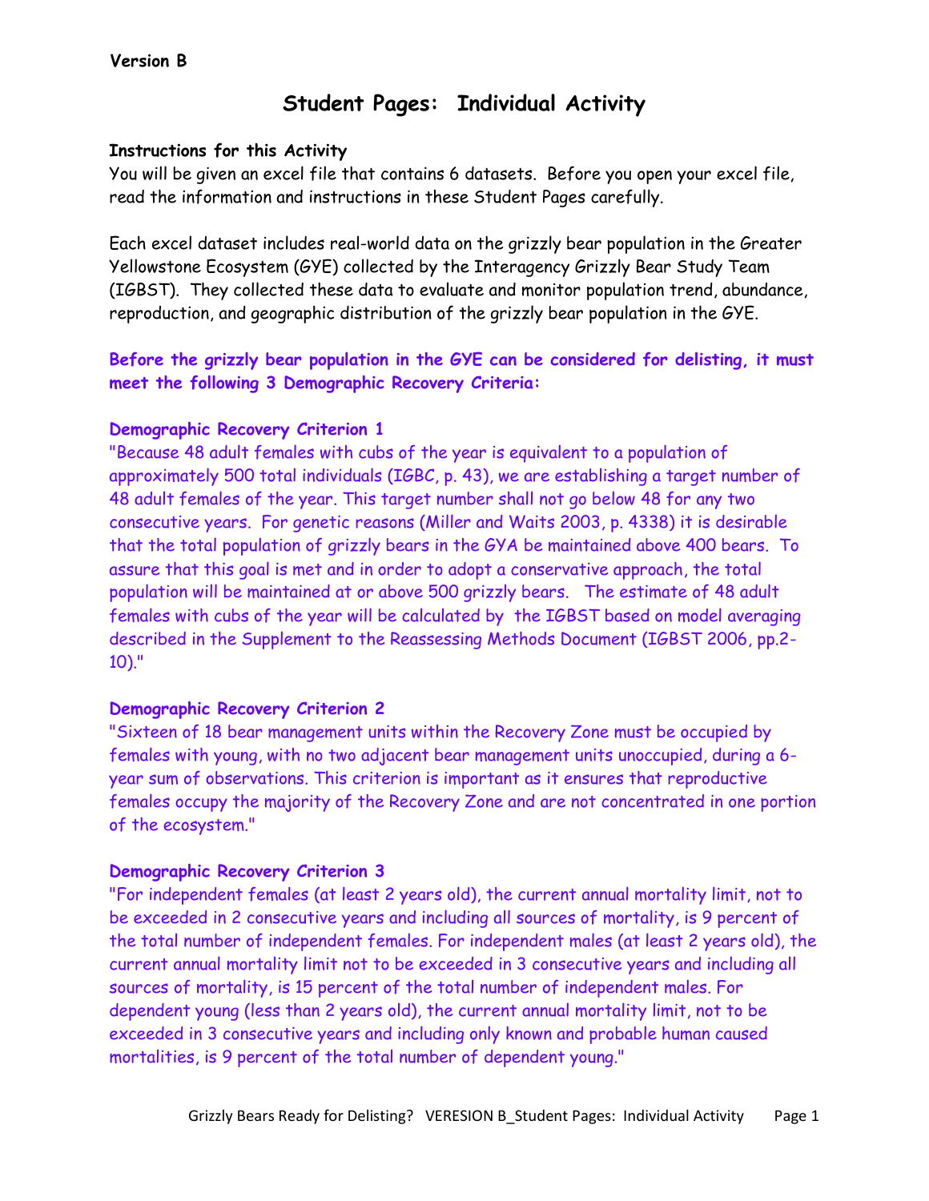**Version B**

# Student Pages: Individual Activity

**Instructions for this Activity**

You will be given an excel file that contains 6 datasets. Before you open your excel file, read the information and instructions in these Student Pages carefully.

Each excel dataset includes real-world data on the grizzly bear population in the Greater Yellowstone Ecosystem (GYE) collected by the Interagency Grizzly Bear Study Team (IGBST). They collected these data to evaluate and monitor population trend, abundance, reproduction, and geographic distribution of the grizzly bear population in the GYE.

**Before the grizzly bear population in the GYE can be considered for delisting, it must meet the following 3 Demographic Recovery Criteria:**

**Demographic Recovery Criterion 1**

"Because 48 adult females with cubs of the year is equivalent to a population of approximately 500 total individuals (IGBC, p. 43), we are establishing a target number of 48 adult females of the year. This target number shall not go below 48 for any two consecutive years. For genetic reasons (Miller and Waits 2003, p. 4338) it is desirable that the total population of grizzly bears in the GYA be maintained above 400 bears. To assure that this goal is met and in order to adopt a conservative approach, the total population will be maintained at or above 500 grizzly bears. The estimate of 48 adult females with cubs of the year will be calculated by the IGBST based on model averaging described in the Supplement to the Reassessing Methods Document (IGBST 2006, pp.2-10)."

**Demographic Recovery Criterion 2**

"Sixteen of 18 bear management units within the Recovery Zone must be occupied by females with young, with no two adjacent bear management units unoccupied, during a 6-year sum of observations. This criterion is important as it ensures that reproductive females occupy the majority of the Recovery Zone and are not concentrated in one portion of the ecosystem."

**Demographic Recovery Criterion 3**

"For independent females (at least 2 years old), the current annual mortality limit, not to be exceeded in 2 consecutive years and including all sources of mortality, is 9 percent of the total number of independent females. For independent males (at least 2 years old), the current annual mortality limit not to be exceeded in 3 consecutive years and including all sources of mortality, is 15 percent of the total number of independent males. For dependent young (less than 2 years old), the current annual mortality limit, not to be exceeded in 3 consecutive years and including only known and probable human caused mortalities, is 9 percent of the total number of dependent young."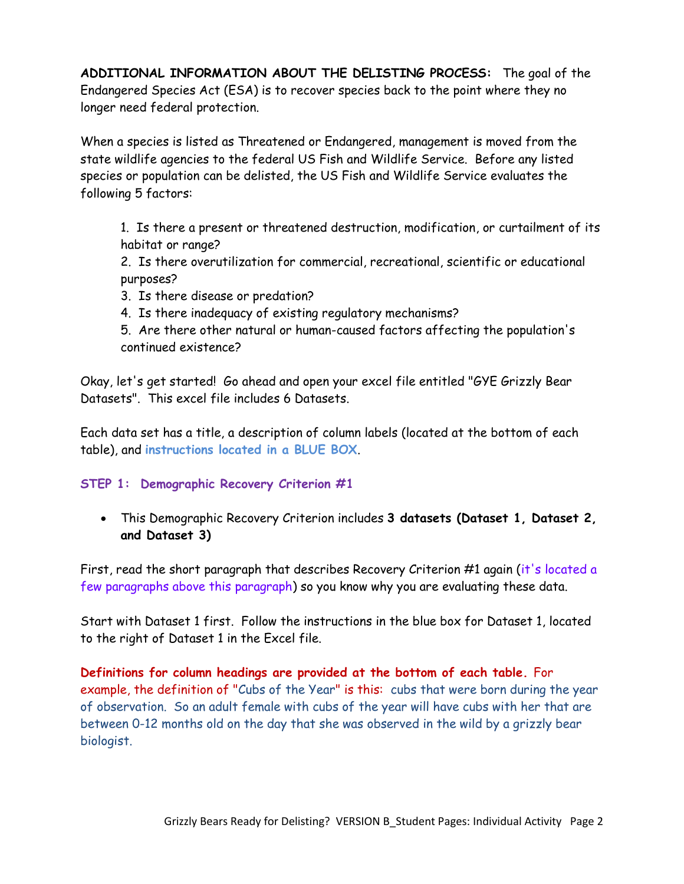**ADDITIONAL INFORMATION ABOUT THE DELISTING PROCESS:** The goal of the Endangered Species Act (ESA) is to recover species back to the point where they no longer need federal protection.

When a species is listed as Threatened or Endangered, management is moved from the state wildlife agencies to the federal US Fish and Wildlife Service. Before any listed species or population can be delisted, the US Fish and Wildlife Service evaluates the following 5 factors:

1. Is there a present or threatened destruction, modification, or curtailment of its habitat or range?
2. Is there overutilization for commercial, recreational, scientific or educational purposes?
3. Is there disease or predation?
4. Is there inadequacy of existing regulatory mechanisms?
5. Are there other natural or human-caused factors affecting the population's continued existence?

Okay, let's get started! Go ahead and open your excel file entitled "GYE Grizzly Bear Datasets". This excel file includes 6 Datasets.

Each data set has a title, a description of column labels (located at the bottom of each table), and **instructions located in a BLUE BOX**.

**STEP 1: Demographic Recovery Criterion #1**

- This Demographic Recovery Criterion includes **3 datasets (Dataset 1, Dataset 2, and Dataset 3)**

First, read the short paragraph that describes Recovery Criterion #1 again (it's located a few paragraphs above this paragraph) so you know why you are evaluating these data.

Start with Dataset 1 first. Follow the instructions in the blue box for Dataset 1, located to the right of Dataset 1 in the Excel file.

**Definitions for column headings are provided at the bottom of each table.** For example, the definition of "Cubs of the Year" is this: cubs that were born during the year of observation. So an adult female with cubs of the year will have cubs with her that are between 0-12 months old on the day that she was observed in the wild by a grizzly bear biologist.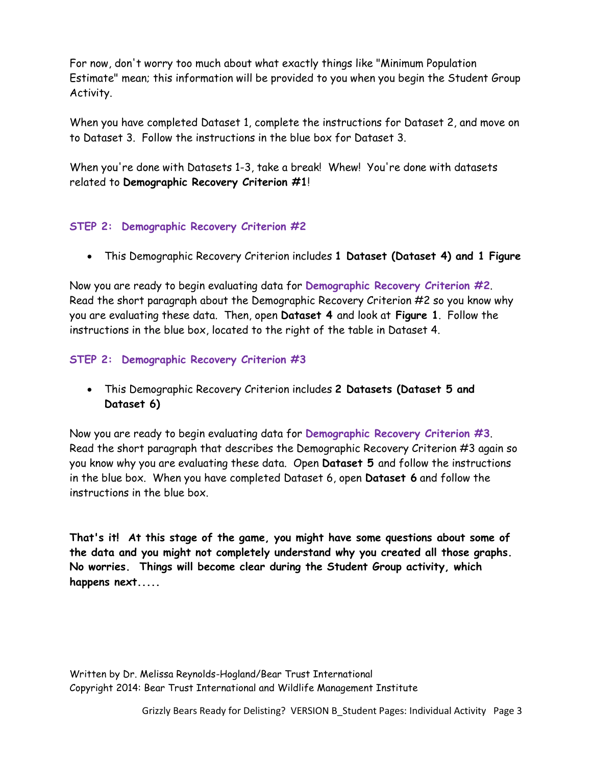For now, don't worry too much about what exactly things like "Minimum Population Estimate" mean; this information will be provided to you when you begin the Student Group Activity.

When you have completed Dataset 1, complete the instructions for Dataset 2, and move on to Dataset 3. Follow the instructions in the blue box for Dataset 3.

When you're done with Datasets 1-3, take a break! Whew! You're done with datasets related to **Demographic Recovery Criterion #1**!

### STEP 2: Demographic Recovery Criterion #2

- This Demographic Recovery Criterion includes **1 Dataset (Dataset 4) and 1 Figure**

Now you are ready to begin evaluating data for **Demographic Recovery Criterion #2**. Read the short paragraph about the Demographic Recovery Criterion #2 so you know why you are evaluating these data. Then, open **Dataset 4** and look at **Figure 1**. Follow the instructions in the blue box, located to the right of the table in Dataset 4.

### STEP 2: Demographic Recovery Criterion #3

- This Demographic Recovery Criterion includes **2 Datasets (Dataset 5 and Dataset 6)**

Now you are ready to begin evaluating data for **Demographic Recovery Criterion #3**. Read the short paragraph that describes the Demographic Recovery Criterion #3 again so you know why you are evaluating these data. Open **Dataset 5** and follow the instructions in the blue box. When you have completed Dataset 6, open **Dataset 6** and follow the instructions in the blue box.

**That's it! At this stage of the game, you might have some questions about some of the data and you might not completely understand why you created all those graphs. No worries. Things will become clear during the Student Group activity, which happens next.....**

Written by Dr. Melissa Reynolds-Hogland/Bear Trust International
Copyright 2014: Bear Trust International and Wildlife Management Institute